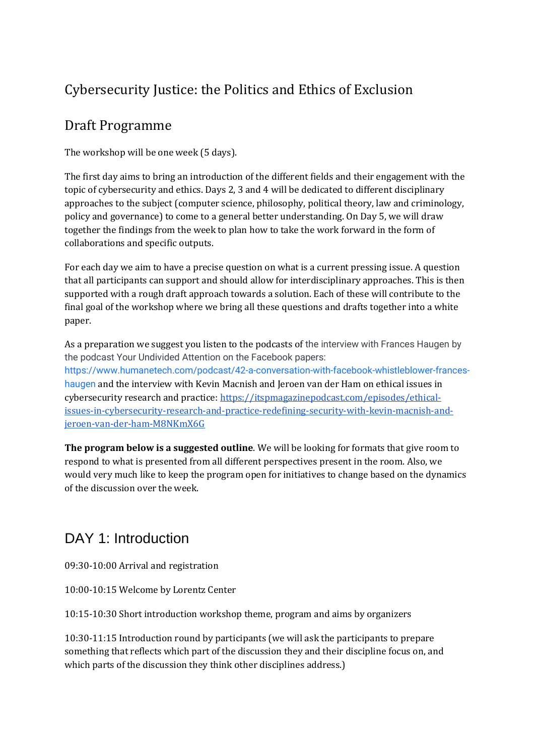# Cybersecurity Justice: the Politics and Ethics of Exclusion

## Draft Programme

The workshop will be one week (5 days).

The first day aims to bring an introduction of the different fields and their engagement with the topic of cybersecurity and ethics. Days 2, 3 and 4 will be dedicated to different disciplinary approaches to the subject (computer science, philosophy, political theory, law and criminology, policy and governance) to come to a general better understanding. On Day 5, we will draw together the findings from the week to plan how to take the work forward in the form of collaborations and specific outputs.

For each day we aim to have a precise question on what is a current pressing issue. A question that all participants can support and should allow for interdisciplinary approaches. This is then supported with a rough draft approach towards a solution. Each of these will contribute to the final goal of the workshop where we bring all these questions and drafts together into a white paper.

As a preparation we suggest you listen to the podcasts of the interview with Frances Haugen by the podcast Your Undivided Attention on the Facebook papers: https://www.humanetech.com/podcast/42-a-conversation-with-facebook-whistleblower-frances-haugen and the interview with Kevin Macnish and Jeroen van der Ham on ethical issues in cybersecurity research and practice: https://itspmagazinepodcast.com/episodes/ethical-issues-in-cybersecurity-research-and-practice-redefining-security-with-kevin-macnish-and-jeroen-van-der-ham-M8NKmX6G

**The program below is a suggested outline**. We will be looking for formats that give room to respond to what is presented from all different perspectives present in the room. Also, we would very much like to keep the program open for initiatives to change based on the dynamics of the discussion over the week.

## DAY 1: Introduction

09:30-10:00 Arrival and registration

10:00-10:15 Welcome by Lorentz Center

10:15-10:30 Short introduction workshop theme, program and aims by organizers

10:30-11:15 Introduction round by participants (we will ask the participants to prepare something that reflects which part of the discussion they and their discipline focus on, and which parts of the discussion they think other disciplines address.)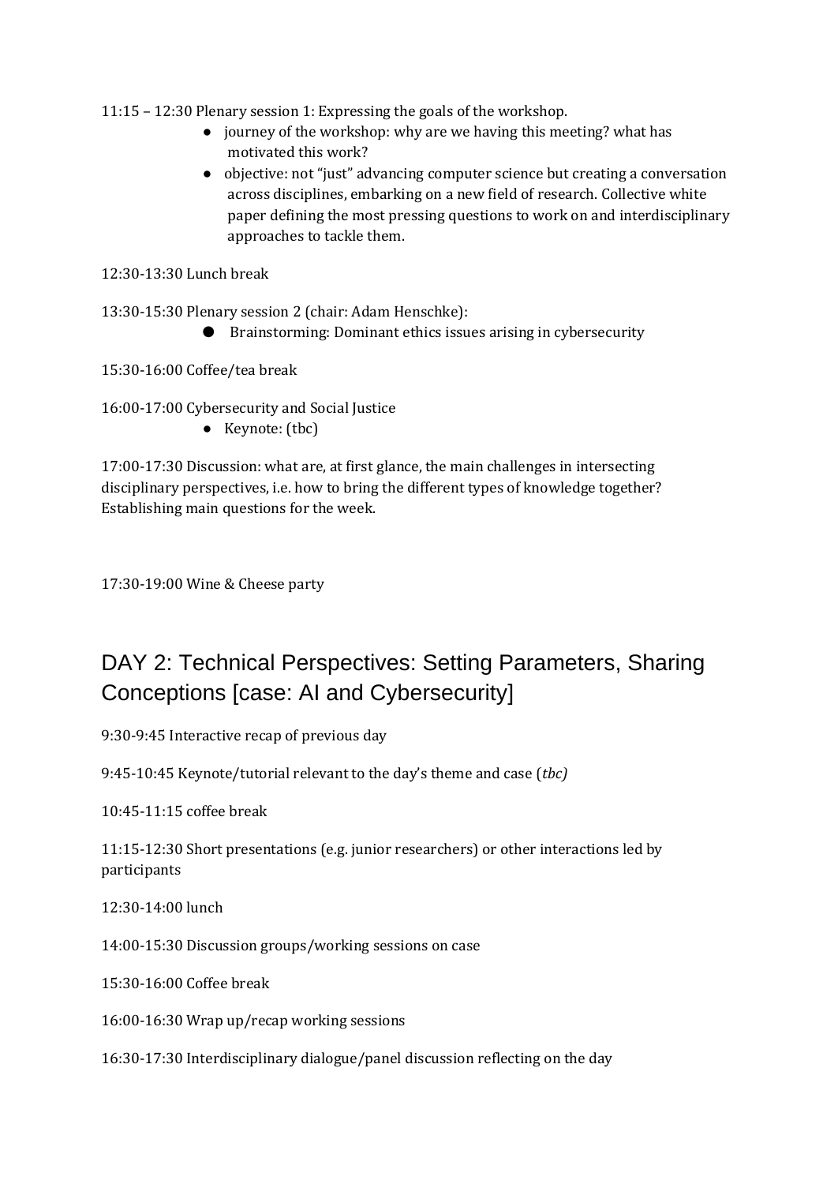11:15 – 12:30 Plenary session 1: Expressing the goals of the workshop.

- journey of the workshop: why are we having this meeting? what has motivated this work?
- objective: not "just" advancing computer science but creating a conversation across disciplines, embarking on a new field of research. Collective white paper defining the most pressing questions to work on and interdisciplinary approaches to tackle them.

12:30-13:30 Lunch break

13:30-15:30 Plenary session 2 (chair: Adam Henschke):

- Brainstorming: Dominant ethics issues arising in cybersecurity

15:30-16:00 Coffee/tea break

16:00-17:00 Cybersecurity and Social Justice

- Keynote: (tbc)

17:00-17:30 Discussion: what are, at first glance, the main challenges in intersecting disciplinary perspectives, i.e. how to bring the different types of knowledge together? Establishing main questions for the week.

17:30-19:00 Wine & Cheese party

## DAY 2: Technical Perspectives: Setting Parameters, Sharing Conceptions [case: AI and Cybersecurity]

9:30-9:45 Interactive recap of previous day

9:45-10:45 Keynote/tutorial relevant to the day's theme and case (*tbc)*

10:45-11:15 coffee break

11:15-12:30 Short presentations (e.g. junior researchers) or other interactions led by participants

12:30-14:00 lunch

14:00-15:30 Discussion groups/working sessions on case

15:30-16:00 Coffee break

16:00-16:30 Wrap up/recap working sessions

16:30-17:30 Interdisciplinary dialogue/panel discussion reflecting on the day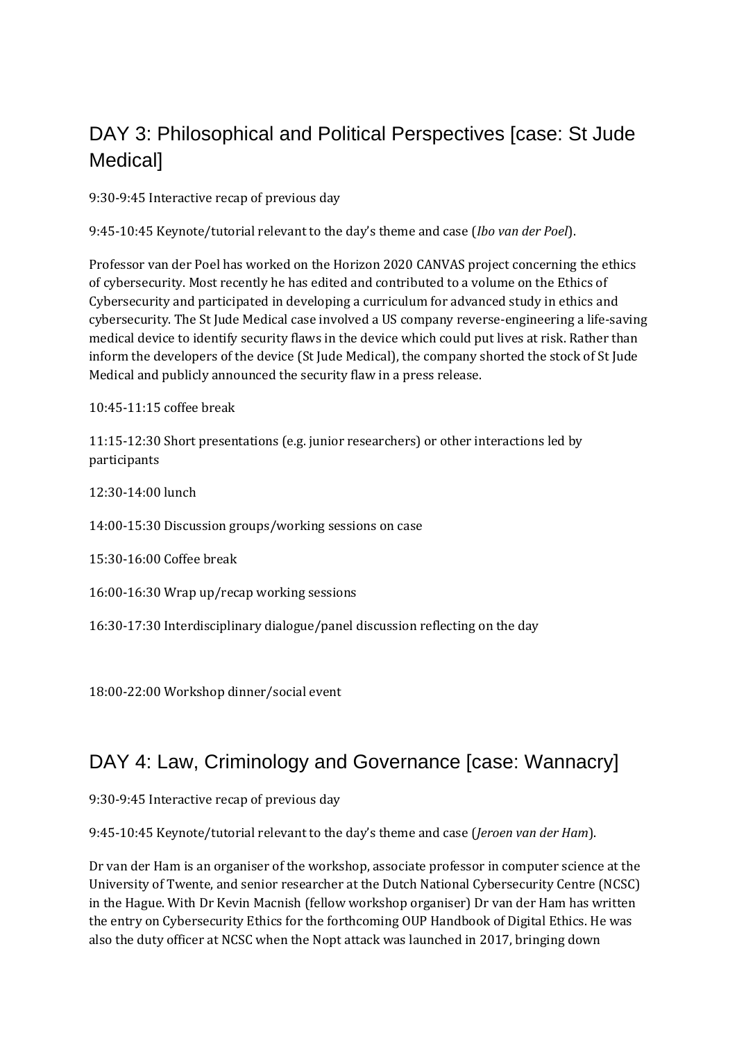## DAY 3: Philosophical and Political Perspectives [case: St Jude Medical]

9:30-9:45 Interactive recap of previous day

9:45-10:45 Keynote/tutorial relevant to the day's theme and case (*Ibo van der Poel*).

Professor van der Poel has worked on the Horizon 2020 CANVAS project concerning the ethics of cybersecurity. Most recently he has edited and contributed to a volume on the Ethics of Cybersecurity and participated in developing a curriculum for advanced study in ethics and cybersecurity. The St Jude Medical case involved a US company reverse-engineering a life-saving medical device to identify security flaws in the device which could put lives at risk. Rather than inform the developers of the device (St Jude Medical), the company shorted the stock of St Jude Medical and publicly announced the security flaw in a press release.

10:45-11:15 coffee break

11:15-12:30 Short presentations (e.g. junior researchers) or other interactions led by participants

12:30-14:00 lunch

14:00-15:30 Discussion groups/working sessions on case

15:30-16:00 Coffee break

16:00-16:30 Wrap up/recap working sessions

16:30-17:30 Interdisciplinary dialogue/panel discussion reflecting on the day

18:00-22:00 Workshop dinner/social event

## DAY 4: Law, Criminology and Governance [case: Wannacry]

9:30-9:45 Interactive recap of previous day

9:45-10:45 Keynote/tutorial relevant to the day's theme and case (*Jeroen van der Ham*).

Dr van der Ham is an organiser of the workshop, associate professor in computer science at the University of Twente, and senior researcher at the Dutch National Cybersecurity Centre (NCSC) in the Hague. With Dr Kevin Macnish (fellow workshop organiser) Dr van der Ham has written the entry on Cybersecurity Ethics for the forthcoming OUP Handbook of Digital Ethics. He was also the duty officer at NCSC when the Nopt attack was launched in 2017, bringing down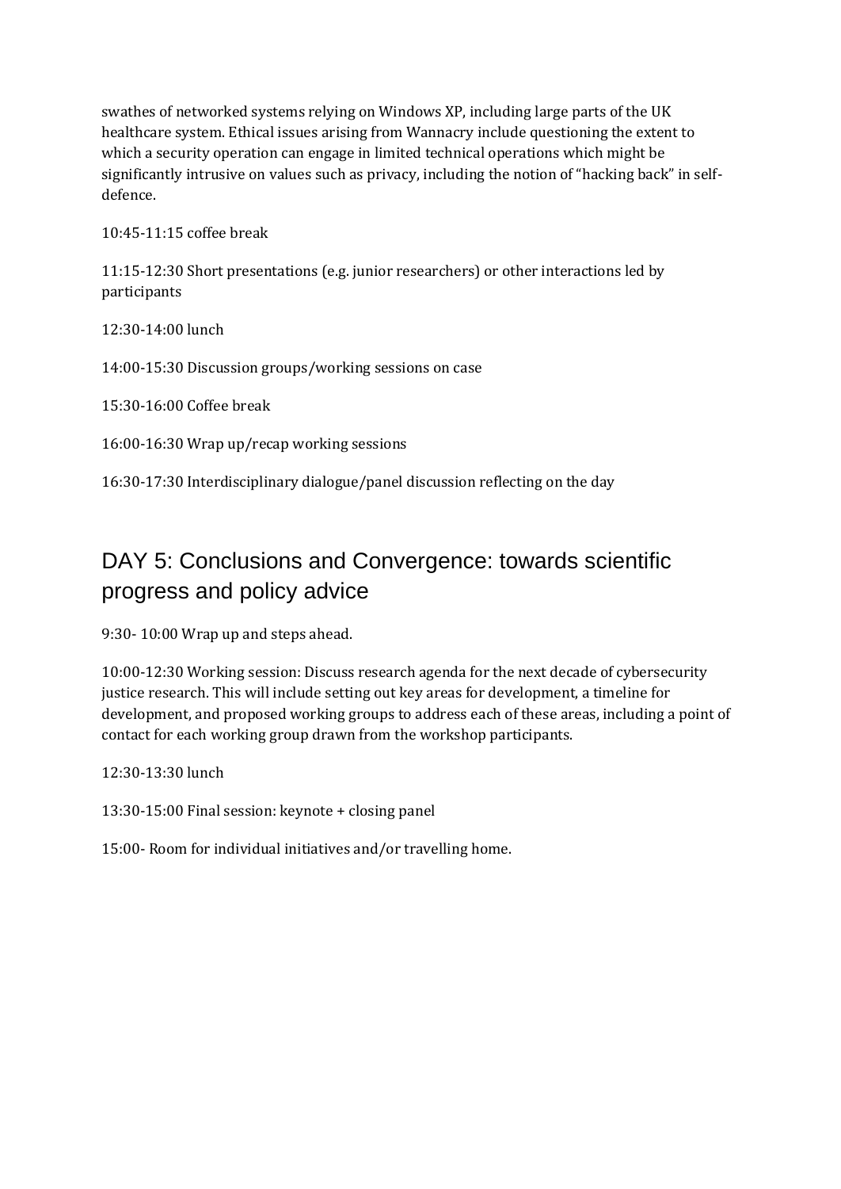swathes of networked systems relying on Windows XP, including large parts of the UK healthcare system. Ethical issues arising from Wannacry include questioning the extent to which a security operation can engage in limited technical operations which might be significantly intrusive on values such as privacy, including the notion of "hacking back" in self-defence.

10:45-11:15 coffee break

11:15-12:30 Short presentations (e.g. junior researchers) or other interactions led by participants

12:30-14:00 lunch

14:00-15:30 Discussion groups/working sessions on case

15:30-16:00 Coffee break

16:00-16:30 Wrap up/recap working sessions

16:30-17:30 Interdisciplinary dialogue/panel discussion reflecting on the day

## DAY 5: Conclusions and Convergence: towards scientific progress and policy advice

9:30- 10:00 Wrap up and steps ahead.

10:00-12:30 Working session: Discuss research agenda for the next decade of cybersecurity justice research. This will include setting out key areas for development, a timeline for development, and proposed working groups to address each of these areas, including a point of contact for each working group drawn from the workshop participants.

12:30-13:30 lunch

13:30-15:00 Final session: keynote + closing panel

15:00- Room for individual initiatives and/or travelling home.